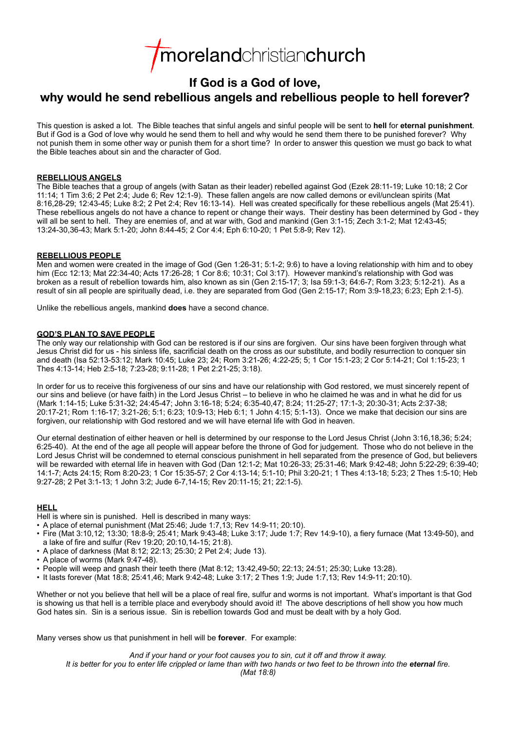morelandchristianchurch

# If God is a God of love, why would he send rebellious angels and rebellious people to hell forever?

This question is asked a lot. The Bible teaches that sinful angels and sinful people will be sent to **hell** for **eternal punishment**. But if God is a God of love why would he send them to hell and why would he send them there to be punished forever? Why not punish them in some other way or punish them for a short time? In order to answer this question we must go back to what the Bible teaches about sin and the character of God.

## REBELLIOUS ANGELS

The Bible teaches that a group of angels (with Satan as their leader) rebelled against God (Ezek 28:11-19; Luke 10:18; 2 Cor 11:14; 1 Tim 3:6; 2 Pet 2:4; Jude 6; Rev 12:1-9). These fallen angels are now called demons or evil/unclean spirits (Mat 8:16,28-29; 12:43-45; Luke 8:2; 2 Pet 2:4; Rev 16:13-14). Hell was created specifically for these rebellious angels (Mat 25:41). These rebellious angels do not have a chance to repent or change their ways. Their destiny has been determined by God - they will all be sent to hell. They are enemies of, and at war with, God and mankind (Gen 3:1-15; Zech 3:1-2; Mat 12:43-45; 13:24-30,36-43; Mark 5:1-20; John 8:44-45; 2 Cor 4:4; Eph 6:10-20; 1 Pet 5:8-9; Rev 12).

## REBELLIOUS PEOPLE

Men and women were created in the image of God (Gen 1:26-31; 5:1-2; 9:6) to have a loving relationship with him and to obey him (Ecc 12:13; Mat 22:34-40; Acts 17:26-28; 1 Cor 8:6; 10:31; Col 3:17). However mankind's relationship with God was broken as a result of rebellion towards him, also known as sin (Gen 2:15-17; 3; Isa 59:1-3; 64:6-7; Rom 3:23; 5:12-21). As a result of sin all people are spiritually dead, i.e. they are separated from God (Gen 2:15-17; Rom 3:9-18,23; 6:23; Eph 2:1-5).

Unlike the rebellious angels, mankind **does** have a second chance.

## GOD'S PLAN TO SAVE PEOPLE

The only way our relationship with God can be restored is if our sins are forgiven. Our sins have been forgiven through what Jesus Christ did for us - his sinless life, sacrificial death on the cross as our substitute, and bodily resurrection to conquer sin and death (Isa 52:13-53:12; Mark 10:45; Luke 23; 24; Rom 3:21-26; 4:22-25; 5; 1 Cor 15:1-23; 2 Cor 5:14-21; Col 1:15-23; 1 Thes 4:13-14; Heb 2:5-18; 7:23-28; 9:11-28; 1 Pet 2:21-25; 3:18).

In order for us to receive this forgiveness of our sins and have our relationship with God restored, we must sincerely repent of our sins and believe (or have faith) in the Lord Jesus Christ – to believe in who he claimed he was and in what he did for us (Mark 1:14-15; Luke 5:31-32; 24:45-47; John 3:16-18; 5:24; 6:35-40,47; 8:24; 11:25-27; 17:1-3; 20:30-31; Acts 2:37-38; 20:17-21; Rom 1:16-17; 3:21-26; 5:1; 6:23; 10:9-13; Heb 6:1; 1 John 4:15; 5:1-13). Once we make that decision our sins are forgiven, our relationship with God restored and we will have eternal life with God in heaven.

Our eternal destination of either heaven or hell is determined by our response to the Lord Jesus Christ (John 3:16,18,36; 5:24; 6:25-40). At the end of the age all people will appear before the throne of God for judgement. Those who do not believe in the Lord Jesus Christ will be condemned to eternal conscious punishment in hell separated from the presence of God, but believers will be rewarded with eternal life in heaven with God (Dan 12:1-2; Mat 10:26-33; 25:31-46; Mark 9:42-48; John 5:22-29; 6:39-40; 14:1-7; Acts 24:15; Rom 8:20-23; 1 Cor 15:35-57; 2 Cor 4:13-14; 5:1-10; Phil 3:20-21; 1 Thes 4:13-18; 5:23; 2 Thes 1:5-10; Heb 9:27-28; 2 Pet 3:1-13; 1 John 3:2; Jude 6-7,14-15; Rev 20:11-15; 21; 22:1-5).

## HELL

Hell is where sin is punished. Hell is described in many ways:

- A place of eternal punishment (Mat 25:46; Jude 1:7,13; Rev 14:9-11; 20:10).
- Fire (Mat 3:10,12; 13:30; 18:8-9; 25:41; Mark 9:43-48; Luke 3:17; Jude 1:7; Rev 14:9-10), a fiery furnace (Mat 13:49-50), and a lake of fire and sulfur (Rev 19:20; 20:10,14-15; 21:8).
- A place of darkness (Mat 8:12; 22:13; 25:30; 2 Pet 2:4; Jude 13).
- A place of worms (Mark 9:47-48).
- People will weep and gnash their teeth there (Mat 8:12; 13:42,49-50; 22:13; 24:51; 25:30; Luke 13:28).
- It lasts forever (Mat 18:8; 25:41,46; Mark 9:42-48; Luke 3:17; 2 Thes 1:9; Jude 1:7,13; Rev 14:9-11; 20:10).

Whether or not you believe that hell will be a place of real fire, sulfur and worms is not important. What's important is that God is showing us that hell is a terrible place and everybody should avoid it! The above descriptions of hell show you how much God hates sin. Sin is a serious issue. Sin is rebellion towards God and must be dealt with by a holy God.

Many verses show us that punishment in hell will be **forever**. For example:

*And if your hand or your foot causes you to sin, cut it off and throw it away.*
*It is better for you to enter life crippled or lame than with two hands or two feet to be thrown into the* ***eternal*** *fire.*
*(Mat 18:8)*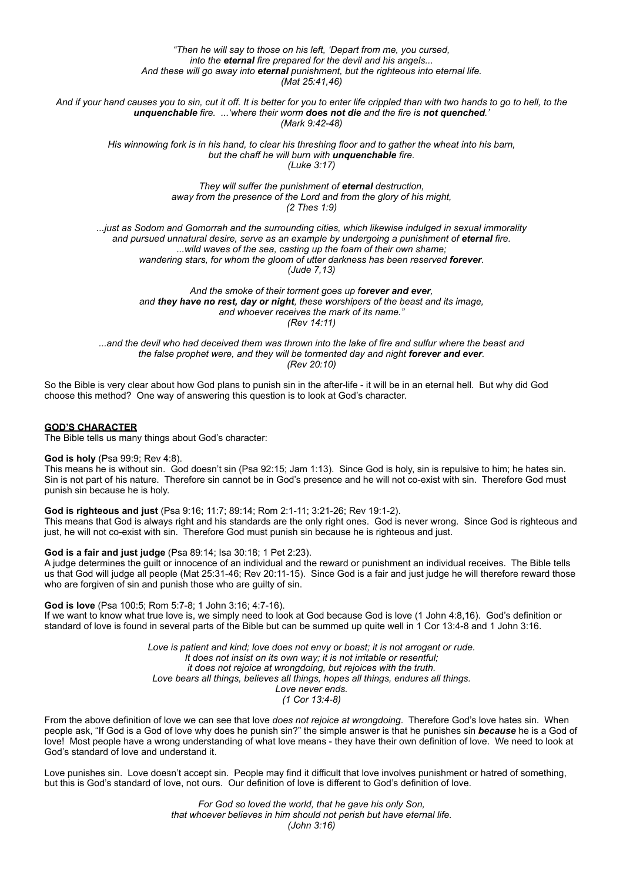*"Then he will say to those on his left, 'Depart from me, you cursed, into the **eternal** fire prepared for the devil and his angels... And these will go away into **eternal** punishment, but the righteous into eternal life. (Mat 25:41,46)*

*And if your hand causes you to sin, cut it off. It is better for you to enter life crippled than with two hands to go to hell, to the **unquenchable** fire. ...'where their worm **does not die** and the fire is **not quenched**.' (Mark 9:42-48)*

*His winnowing fork is in his hand, to clear his threshing floor and to gather the wheat into his barn, but the chaff he will burn with **unquenchable** fire. (Luke 3:17)*

*They will suffer the punishment of **eternal** destruction, away from the presence of the Lord and from the glory of his might, (2 Thes 1:9)*

*...just as Sodom and Gomorrah and the surrounding cities, which likewise indulged in sexual immorality and pursued unnatural desire, serve as an example by undergoing a punishment of **eternal** fire. ...wild waves of the sea, casting up the foam of their own shame; wandering stars, for whom the gloom of utter darkness has been reserved **forever**. (Jude 7,13)*

*And the smoke of their torment goes up f**orever and ever**, and **they have no rest, day or night**, these worshipers of the beast and its image, and whoever receives the mark of its name." (Rev 14:11)*

*...and the devil who had deceived them was thrown into the lake of fire and sulfur where the beast and the false prophet were, and they will be tormented day and night **forever and ever**. (Rev 20:10)*

So the Bible is very clear about how God plans to punish sin in the after-life - it will be in an eternal hell. But why did God choose this method? One way of answering this question is to look at God's character.

## GOD'S CHARACTER

The Bible tells us many things about God's character:

**God is holy** (Psa 99:9; Rev 4:8).
This means he is without sin. God doesn't sin (Psa 92:15; Jam 1:13). Since God is holy, sin is repulsive to him; he hates sin. Sin is not part of his nature. Therefore sin cannot be in God's presence and he will not co-exist with sin. Therefore God must punish sin because he is holy.

**God is righteous and just** (Psa 9:16; 11:7; 89:14; Rom 2:1-11; 3:21-26; Rev 19:1-2).
This means that God is always right and his standards are the only right ones. God is never wrong. Since God is righteous and just, he will not co-exist with sin. Therefore God must punish sin because he is righteous and just.

**God is a fair and just judge** (Psa 89:14; Isa 30:18; 1 Pet 2:23).
A judge determines the guilt or innocence of an individual and the reward or punishment an individual receives. The Bible tells us that God will judge all people (Mat 25:31-46; Rev 20:11-15). Since God is a fair and just judge he will therefore reward those who are forgiven of sin and punish those who are guilty of sin.

**God is love** (Psa 100:5; Rom 5:7-8; 1 John 3:16; 4:7-16).
If we want to know what true love is, we simply need to look at God because God is love (1 John 4:8,16). God's definition or standard of love is found in several parts of the Bible but can be summed up quite well in 1 Cor 13:4-8 and 1 John 3:16.

*Love is patient and kind; love does not envy or boast; it is not arrogant or rude. It does not insist on its own way; it is not irritable or resentful; it does not rejoice at wrongdoing, but rejoices with the truth. Love bears all things, believes all things, hopes all things, endures all things. Love never ends. (1 Cor 13:4-8)*

From the above definition of love we can see that love *does not rejoice at wrongdoing*. Therefore God's love hates sin. When people ask, "If God is a God of love why does he punish sin?" the simple answer is that he punishes sin ***because*** he is a God of love! Most people have a wrong understanding of what love means - they have their own definition of love. We need to look at God's standard of love and understand it.

Love punishes sin. Love doesn't accept sin. People may find it difficult that love involves punishment or hatred of something, but this is God's standard of love, not ours. Our definition of love is different to God's definition of love.

*For God so loved the world, that he gave his only Son, that whoever believes in him should not perish but have eternal life. (John 3:16)*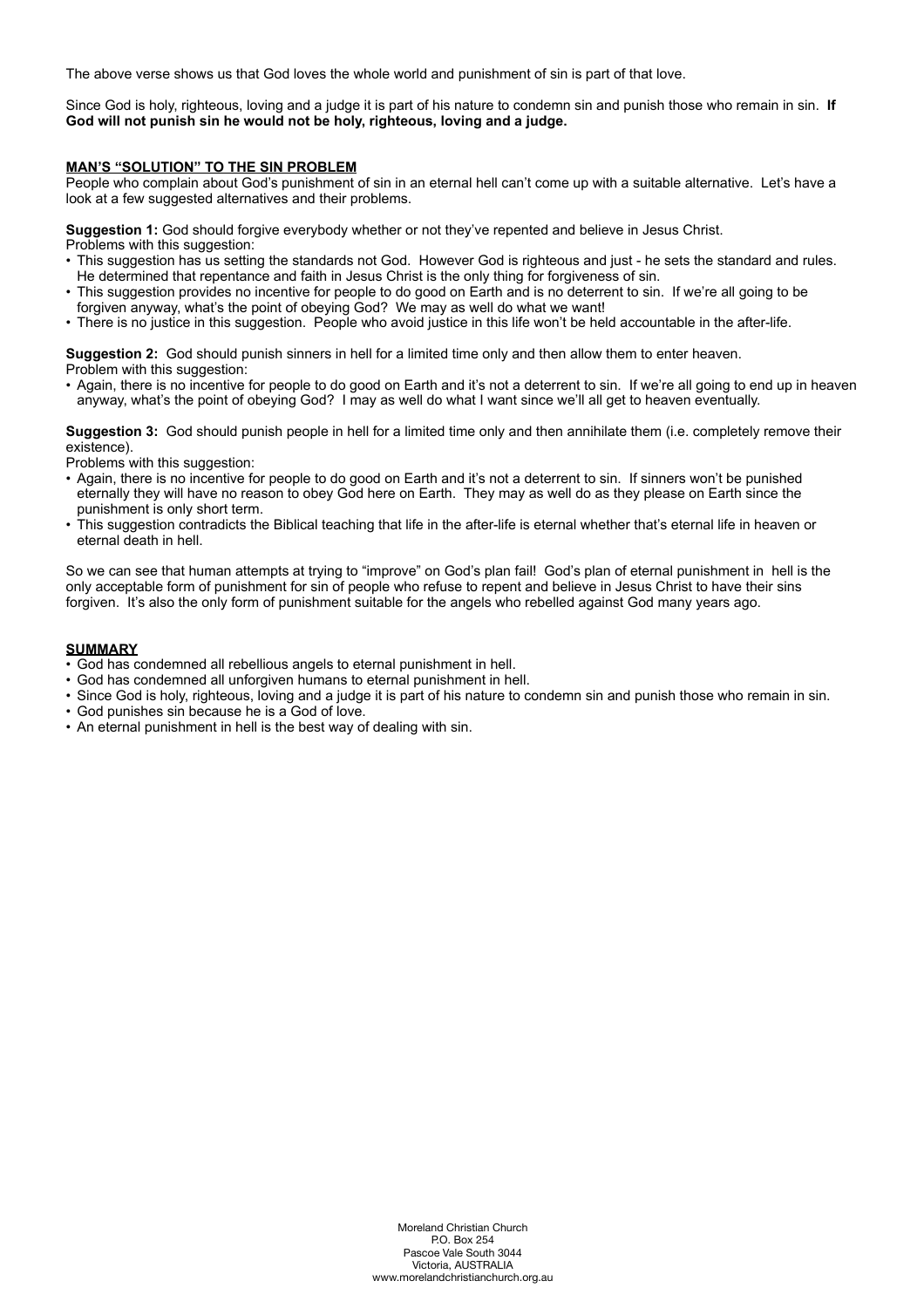The above verse shows us that God loves the whole world and punishment of sin is part of that love.

Since God is holy, righteous, loving and a judge it is part of his nature to condemn sin and punish those who remain in sin. **If God will not punish sin he would not be holy, righteous, loving and a judge.**

## MAN'S "SOLUTION" TO THE SIN PROBLEM

People who complain about God's punishment of sin in an eternal hell can't come up with a suitable alternative. Let's have a look at a few suggested alternatives and their problems.

**Suggestion 1:** God should forgive everybody whether or not they've repented and believe in Jesus Christ.
Problems with this suggestion:

- This suggestion has us setting the standards not God. However God is righteous and just - he sets the standard and rules. He determined that repentance and faith in Jesus Christ is the only thing for forgiveness of sin.
- This suggestion provides no incentive for people to do good on Earth and is no deterrent to sin. If we're all going to be forgiven anyway, what's the point of obeying God? We may as well do what we want!
- There is no justice in this suggestion. People who avoid justice in this life won't be held accountable in the after-life.

**Suggestion 2:** God should punish sinners in hell for a limited time only and then allow them to enter heaven.
Problem with this suggestion:

- Again, there is no incentive for people to do good on Earth and it's not a deterrent to sin. If we're all going to end up in heaven anyway, what's the point of obeying God? I may as well do what I want since we'll all get to heaven eventually.

**Suggestion 3:** God should punish people in hell for a limited time only and then annihilate them (i.e. completely remove their existence).
Problems with this suggestion:

- Again, there is no incentive for people to do good on Earth and it's not a deterrent to sin. If sinners won't be punished eternally they will have no reason to obey God here on Earth. They may as well do as they please on Earth since the punishment is only short term.
- This suggestion contradicts the Biblical teaching that life in the after-life is eternal whether that's eternal life in heaven or eternal death in hell.

So we can see that human attempts at trying to "improve" on God's plan fail! God's plan of eternal punishment in hell is the only acceptable form of punishment for sin of people who refuse to repent and believe in Jesus Christ to have their sins forgiven. It's also the only form of punishment suitable for the angels who rebelled against God many years ago.

## SUMMARY

- God has condemned all rebellious angels to eternal punishment in hell.
- God has condemned all unforgiven humans to eternal punishment in hell.
- Since God is holy, righteous, loving and a judge it is part of his nature to condemn sin and punish those who remain in sin.
- God punishes sin because he is a God of love.
- An eternal punishment in hell is the best way of dealing with sin.

Moreland Christian Church
P.O. Box 254
Pascoe Vale South 3044
Victoria, AUSTRALIA
www.morelandchristianchurch.org.au